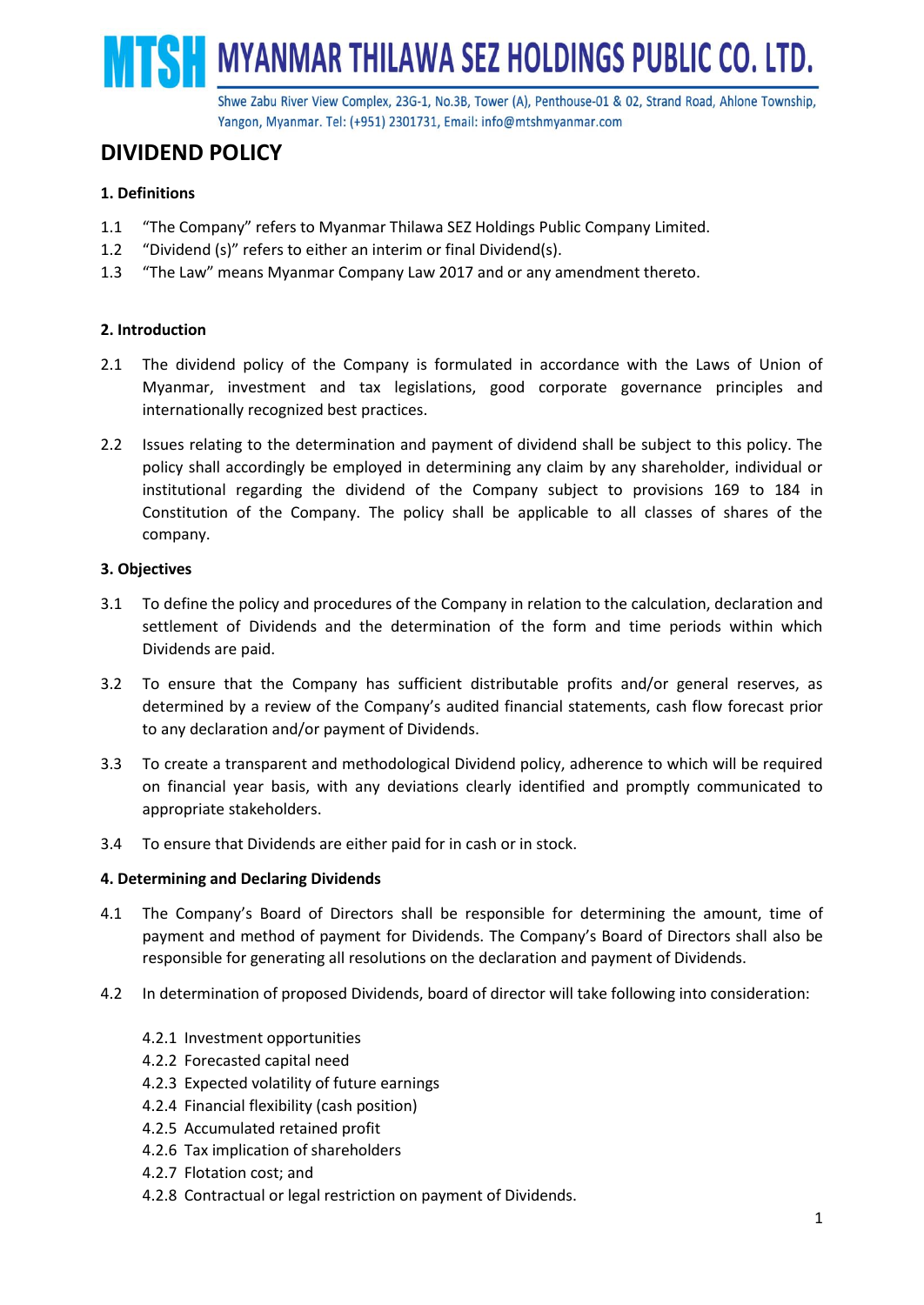# MTSH MYANMAR THILAWA SEZ HOLDINGS PUBLIC CO. LTD.

Shwe Zabu River View Complex, 23G-1, No.3B, Tower (A), Penthouse-01 & 02, Strand Road, Ahlone Township, Yangon, Myanmar. Tel: (+951) 2301731, Email: info@mtshmyanmar.com

## DIVIDEND POLICY

### 1. Definitions

1.1 "The Company" refers to Myanmar Thilawa SEZ Holdings Public Company Limited.

1.2 "Dividend (s)" refers to either an interim or final Dividend(s).

1.3 "The Law" means Myanmar Company Law 2017 and or any amendment thereto.

### 2. Introduction

2.1 The dividend policy of the Company is formulated in accordance with the Laws of Union of Myanmar, investment and tax legislations, good corporate governance principles and internationally recognized best practices.

2.2 Issues relating to the determination and payment of dividend shall be subject to this policy. The policy shall accordingly be employed in determining any claim by any shareholder, individual or institutional regarding the dividend of the Company subject to provisions 169 to 184 in Constitution of the Company. The policy shall be applicable to all classes of shares of the company.

### 3. Objectives

3.1 To define the policy and procedures of the Company in relation to the calculation, declaration and settlement of Dividends and the determination of the form and time periods within which Dividends are paid.

3.2 To ensure that the Company has sufficient distributable profits and/or general reserves, as determined by a review of the Company's audited financial statements, cash flow forecast prior to any declaration and/or payment of Dividends.

3.3 To create a transparent and methodological Dividend policy, adherence to which will be required on financial year basis, with any deviations clearly identified and promptly communicated to appropriate stakeholders.

3.4 To ensure that Dividends are either paid for in cash or in stock.

### 4. Determining and Declaring Dividends

4.1 The Company's Board of Directors shall be responsible for determining the amount, time of payment and method of payment for Dividends. The Company's Board of Directors shall also be responsible for generating all resolutions on the declaration and payment of Dividends.

4.2 In determination of proposed Dividends, board of director will take following into consideration:

4.2.1 Investment opportunities
4.2.2 Forecasted capital need
4.2.3 Expected volatility of future earnings
4.2.4 Financial flexibility (cash position)
4.2.5 Accumulated retained profit
4.2.6 Tax implication of shareholders
4.2.7 Flotation cost; and
4.2.8 Contractual or legal restriction on payment of Dividends.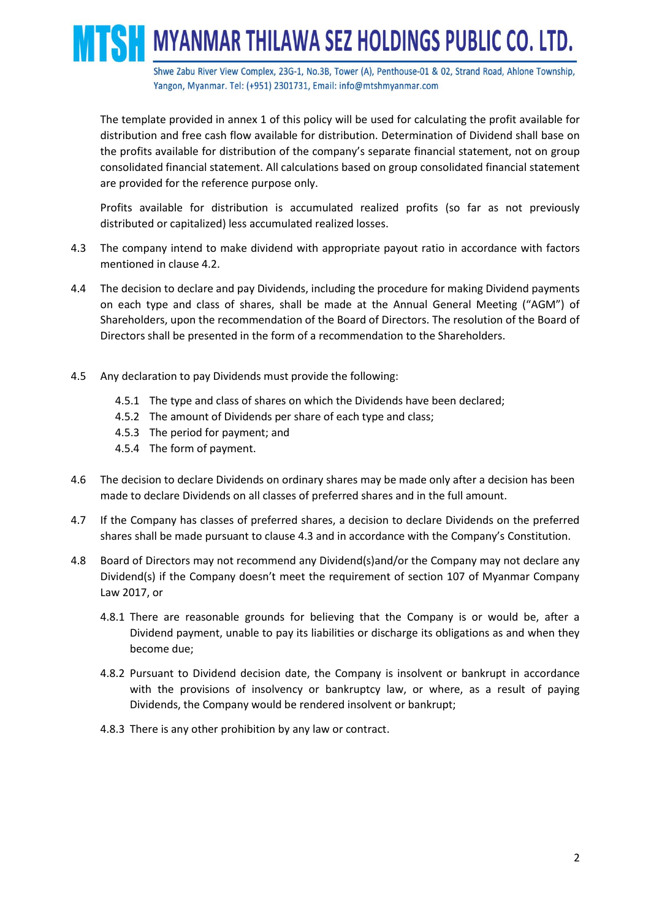The template provided in annex 1 of this policy will be used for calculating the profit available for distribution and free cash flow available for distribution. Determination of Dividend shall base on the profits available for distribution of the company's separate financial statement, not on group consolidated financial statement. All calculations based on group consolidated financial statement are provided for the reference purpose only.

Profits available for distribution is accumulated realized profits (so far as not previously distributed or capitalized) less accumulated realized losses.

4.3 The company intend to make dividend with appropriate payout ratio in accordance with factors mentioned in clause 4.2.

4.4 The decision to declare and pay Dividends, including the procedure for making Dividend payments on each type and class of shares, shall be made at the Annual General Meeting ("AGM") of Shareholders, upon the recommendation of the Board of Directors. The resolution of the Board of Directors shall be presented in the form of a recommendation to the Shareholders.

4.5 Any declaration to pay Dividends must provide the following:

- 4.5.1 The type and class of shares on which the Dividends have been declared;
- 4.5.2 The amount of Dividends per share of each type and class;
- 4.5.3 The period for payment; and
- 4.5.4 The form of payment.

4.6 The decision to declare Dividends on ordinary shares may be made only after a decision has been made to declare Dividends on all classes of preferred shares and in the full amount.

4.7 If the Company has classes of preferred shares, a decision to declare Dividends on the preferred shares shall be made pursuant to clause 4.3 and in accordance with the Company's Constitution.

4.8 Board of Directors may not recommend any Dividend(s)and/or the Company may not declare any Dividend(s) if the Company doesn't meet the requirement of section 107 of Myanmar Company Law 2017, or

- 4.8.1 There are reasonable grounds for believing that the Company is or would be, after a Dividend payment, unable to pay its liabilities or discharge its obligations as and when they become due;
- 4.8.2 Pursuant to Dividend decision date, the Company is insolvent or bankrupt in accordance with the provisions of insolvency or bankruptcy law, or where, as a result of paying Dividends, the Company would be rendered insolvent or bankrupt;
- 4.8.3 There is any other prohibition by any law or contract.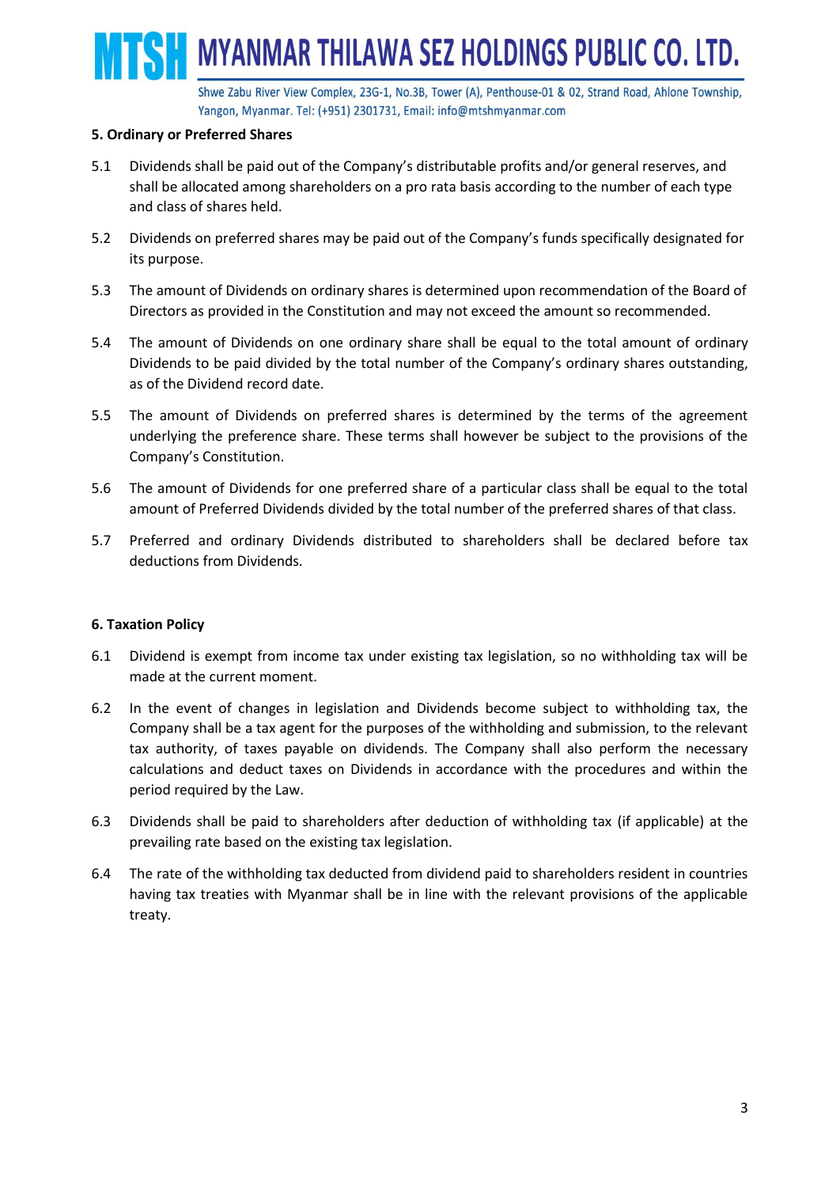## 5. Ordinary or Preferred Shares

5.1 Dividends shall be paid out of the Company's distributable profits and/or general reserves, and shall be allocated among shareholders on a pro rata basis according to the number of each type and class of shares held.

5.2 Dividends on preferred shares may be paid out of the Company's funds specifically designated for its purpose.

5.3 The amount of Dividends on ordinary shares is determined upon recommendation of the Board of Directors as provided in the Constitution and may not exceed the amount so recommended.

5.4 The amount of Dividends on one ordinary share shall be equal to the total amount of ordinary Dividends to be paid divided by the total number of the Company's ordinary shares outstanding, as of the Dividend record date.

5.5 The amount of Dividends on preferred shares is determined by the terms of the agreement underlying the preference share. These terms shall however be subject to the provisions of the Company's Constitution.

5.6 The amount of Dividends for one preferred share of a particular class shall be equal to the total amount of Preferred Dividends divided by the total number of the preferred shares of that class.

5.7 Preferred and ordinary Dividends distributed to shareholders shall be declared before tax deductions from Dividends.

## 6. Taxation Policy

6.1 Dividend is exempt from income tax under existing tax legislation, so no withholding tax will be made at the current moment.

6.2 In the event of changes in legislation and Dividends become subject to withholding tax, the Company shall be a tax agent for the purposes of the withholding and submission, to the relevant tax authority, of taxes payable on dividends. The Company shall also perform the necessary calculations and deduct taxes on Dividends in accordance with the procedures and within the period required by the Law.

6.3 Dividends shall be paid to shareholders after deduction of withholding tax (if applicable) at the prevailing rate based on the existing tax legislation.

6.4 The rate of the withholding tax deducted from dividend paid to shareholders resident in countries having tax treaties with Myanmar shall be in line with the relevant provisions of the applicable treaty.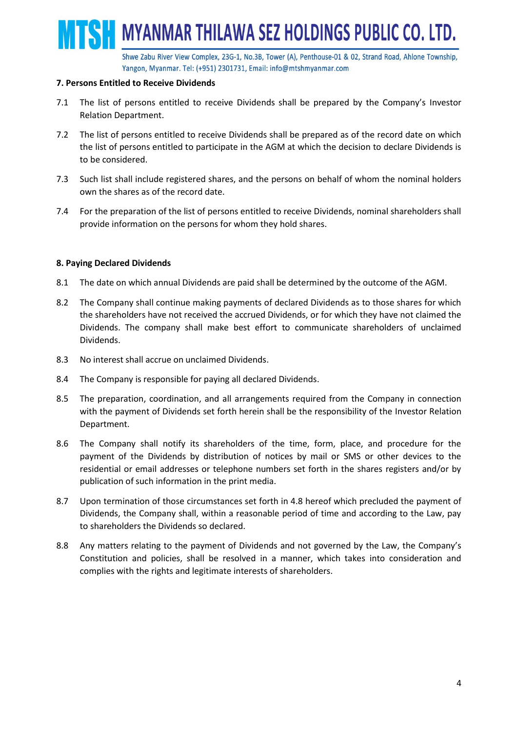### 7. Persons Entitled to Receive Dividends

7.1 The list of persons entitled to receive Dividends shall be prepared by the Company's Investor Relation Department.

7.2 The list of persons entitled to receive Dividends shall be prepared as of the record date on which the list of persons entitled to participate in the AGM at which the decision to declare Dividends is to be considered.

7.3 Such list shall include registered shares, and the persons on behalf of whom the nominal holders own the shares as of the record date.

7.4 For the preparation of the list of persons entitled to receive Dividends, nominal shareholders shall provide information on the persons for whom they hold shares.

### 8. Paying Declared Dividends

8.1 The date on which annual Dividends are paid shall be determined by the outcome of the AGM.

8.2 The Company shall continue making payments of declared Dividends as to those shares for which the shareholders have not received the accrued Dividends, or for which they have not claimed the Dividends. The company shall make best effort to communicate shareholders of unclaimed Dividends.

8.3 No interest shall accrue on unclaimed Dividends.

8.4 The Company is responsible for paying all declared Dividends.

8.5 The preparation, coordination, and all arrangements required from the Company in connection with the payment of Dividends set forth herein shall be the responsibility of the Investor Relation Department.

8.6 The Company shall notify its shareholders of the time, form, place, and procedure for the payment of the Dividends by distribution of notices by mail or SMS or other devices to the residential or email addresses or telephone numbers set forth in the shares registers and/or by publication of such information in the print media.

8.7 Upon termination of those circumstances set forth in 4.8 hereof which precluded the payment of Dividends, the Company shall, within a reasonable period of time and according to the Law, pay to shareholders the Dividends so declared.

8.8 Any matters relating to the payment of Dividends and not governed by the Law, the Company's Constitution and policies, shall be resolved in a manner, which takes into consideration and complies with the rights and legitimate interests of shareholders.